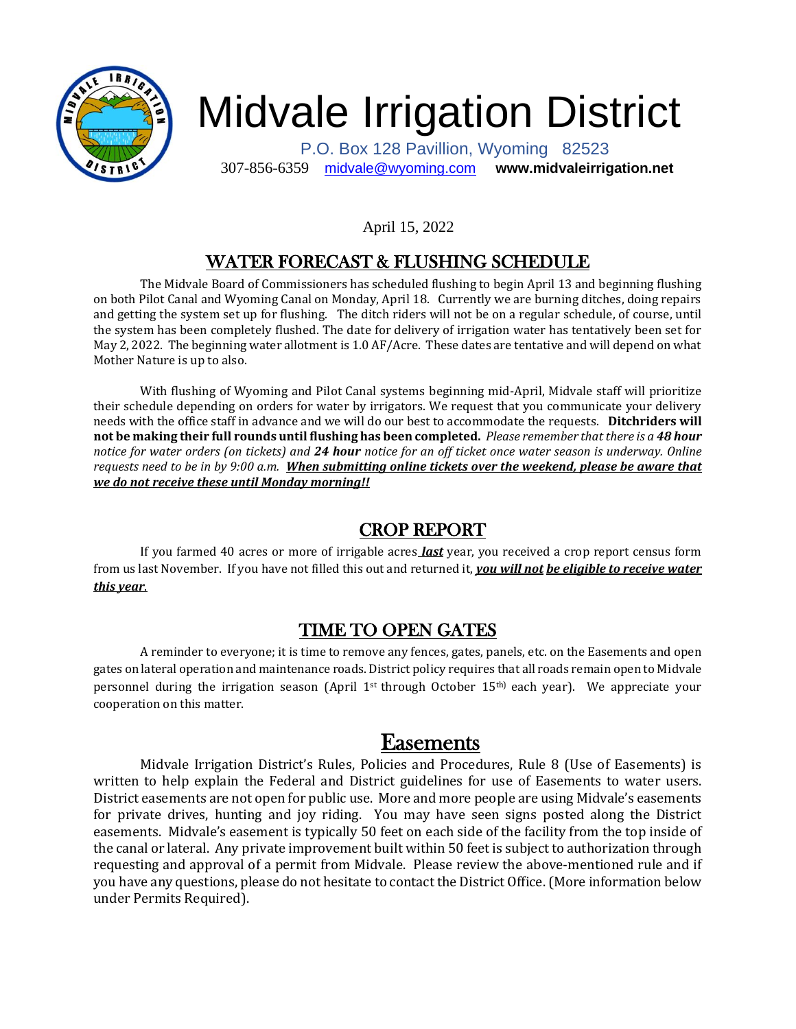# Midvale Irrigation District

P.O. Box 128 Pavillion, Wyoming 82523

307-856-6359 midvale@wyoming.com **www.midvaleirrigation.net**

April 15, 2022

## WATER FORECAST & FLUSHING SCHEDULE

The Midvale Board of Commissioners has scheduled flushing to begin April 13 and beginning flushing on both Pilot Canal and Wyoming Canal on Monday, April 18. Currently we are burning ditches, doing repairs and getting the system set up for flushing. The ditch riders will not be on a regular schedule, of course, until the system has been completely flushed. The date for delivery of irrigation water has tentatively been set for May 2, 2022. The beginning water allotment is 1.0 AF/Acre. These dates are tentative and will depend on what Mother Nature is up to also.

With flushing of Wyoming and Pilot Canal systems beginning mid-April, Midvale staff will prioritize their schedule depending on orders for water by irrigators. We request that you communicate your delivery needs with the office staff in advance and we will do our best to accommodate the requests. **Ditchriders will not be making their full rounds until flushing has been completed.** *Please remember that there is a **48 hour** notice for water orders (on tickets) and **24 hour** notice for an off ticket once water season is underway. Online requests need to be in by 9:00 a.m.* ***<u>When submitting online tickets over the weekend, please be aware that we do not receive these until Monday morning!!</u>***

## CROP REPORT

If you farmed 40 acres or more of irrigable acres ***<u>last</u>*** year, you received a crop report census form from us last November. If you have not filled this out and returned it, ***<u>you will not be eligible to receive water this year</u>***.

## TIME TO OPEN GATES

A reminder to everyone; it is time to remove any fences, gates, panels, etc. on the Easements and open gates on lateral operation and maintenance roads. District policy requires that all roads remain open to Midvale personnel during the irrigation season (April 1st through October 15th) each year). We appreciate your cooperation on this matter.

## Easements

Midvale Irrigation District's Rules, Policies and Procedures, Rule 8 (Use of Easements) is written to help explain the Federal and District guidelines for use of Easements to water users. District easements are not open for public use. More and more people are using Midvale's easements for private drives, hunting and joy riding. You may have seen signs posted along the District easements. Midvale's easement is typically 50 feet on each side of the facility from the top inside of the canal or lateral. Any private improvement built within 50 feet is subject to authorization through requesting and approval of a permit from Midvale. Please review the above-mentioned rule and if you have any questions, please do not hesitate to contact the District Office. (More information below under Permits Required).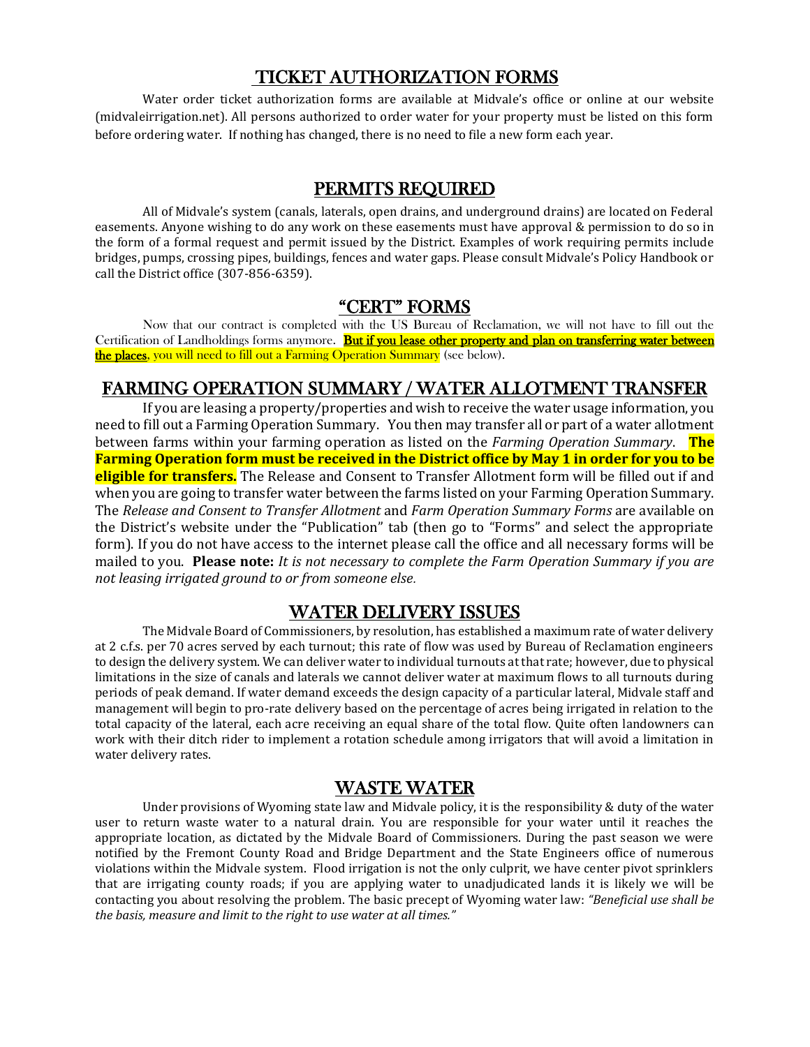## TICKET AUTHORIZATION FORMS

Water order ticket authorization forms are available at Midvale's office or online at our website (midvaleirrigation.net). All persons authorized to order water for your property must be listed on this form before ordering water. If nothing has changed, there is no need to file a new form each year.

## PERMITS REQUIRED

All of Midvale's system (canals, laterals, open drains, and underground drains) are located on Federal easements. Anyone wishing to do any work on these easements must have approval & permission to do so in the form of a formal request and permit issued by the District. Examples of work requiring permits include bridges, pumps, crossing pipes, buildings, fences and water gaps. Please consult Midvale's Policy Handbook or call the District office (307-856-6359).

## "CERT" FORMS

Now that our contract is completed with the US Bureau of Reclamation, we will not have to fill out the Certification of Landholdings forms anymore. **But if you lease other property and plan on transferring water between the places**, you will need to fill out a Farming Operation Summary (see below).

## FARMING OPERATION SUMMARY / WATER ALLOTMENT TRANSFER

If you are leasing a property/properties and wish to receive the water usage information, you need to fill out a Farming Operation Summary. You then may transfer all or part of a water allotment between farms within your farming operation as listed on the *Farming Operation Summary*. **The Farming Operation form must be received in the District office by May 1 in order for you to be eligible for transfers.** The Release and Consent to Transfer Allotment form will be filled out if and when you are going to transfer water between the farms listed on your Farming Operation Summary. The *Release and Consent to Transfer Allotment* and *Farm Operation Summary Forms* are available on the District's website under the "Publication" tab (then go to "Forms" and select the appropriate form). If you do not have access to the internet please call the office and all necessary forms will be mailed to you. **Please note:** *It is not necessary to complete the Farm Operation Summary if you are not leasing irrigated ground to or from someone else.*

## WATER DELIVERY ISSUES

The Midvale Board of Commissioners, by resolution, has established a maximum rate of water delivery at 2 c.f.s. per 70 acres served by each turnout; this rate of flow was used by Bureau of Reclamation engineers to design the delivery system. We can deliver water to individual turnouts at that rate; however, due to physical limitations in the size of canals and laterals we cannot deliver water at maximum flows to all turnouts during periods of peak demand. If water demand exceeds the design capacity of a particular lateral, Midvale staff and management will begin to pro-rate delivery based on the percentage of acres being irrigated in relation to the total capacity of the lateral, each acre receiving an equal share of the total flow. Quite often landowners can work with their ditch rider to implement a rotation schedule among irrigators that will avoid a limitation in water delivery rates.

## WASTE WATER

Under provisions of Wyoming state law and Midvale policy, it is the responsibility & duty of the water user to return waste water to a natural drain. You are responsible for your water until it reaches the appropriate location, as dictated by the Midvale Board of Commissioners. During the past season we were notified by the Fremont County Road and Bridge Department and the State Engineers office of numerous violations within the Midvale system. Flood irrigation is not the only culprit, we have center pivot sprinklers that are irrigating county roads; if you are applying water to unadjudicated lands it is likely we will be contacting you about resolving the problem. The basic precept of Wyoming water law: *"Beneficial use shall be the basis, measure and limit to the right to use water at all times."*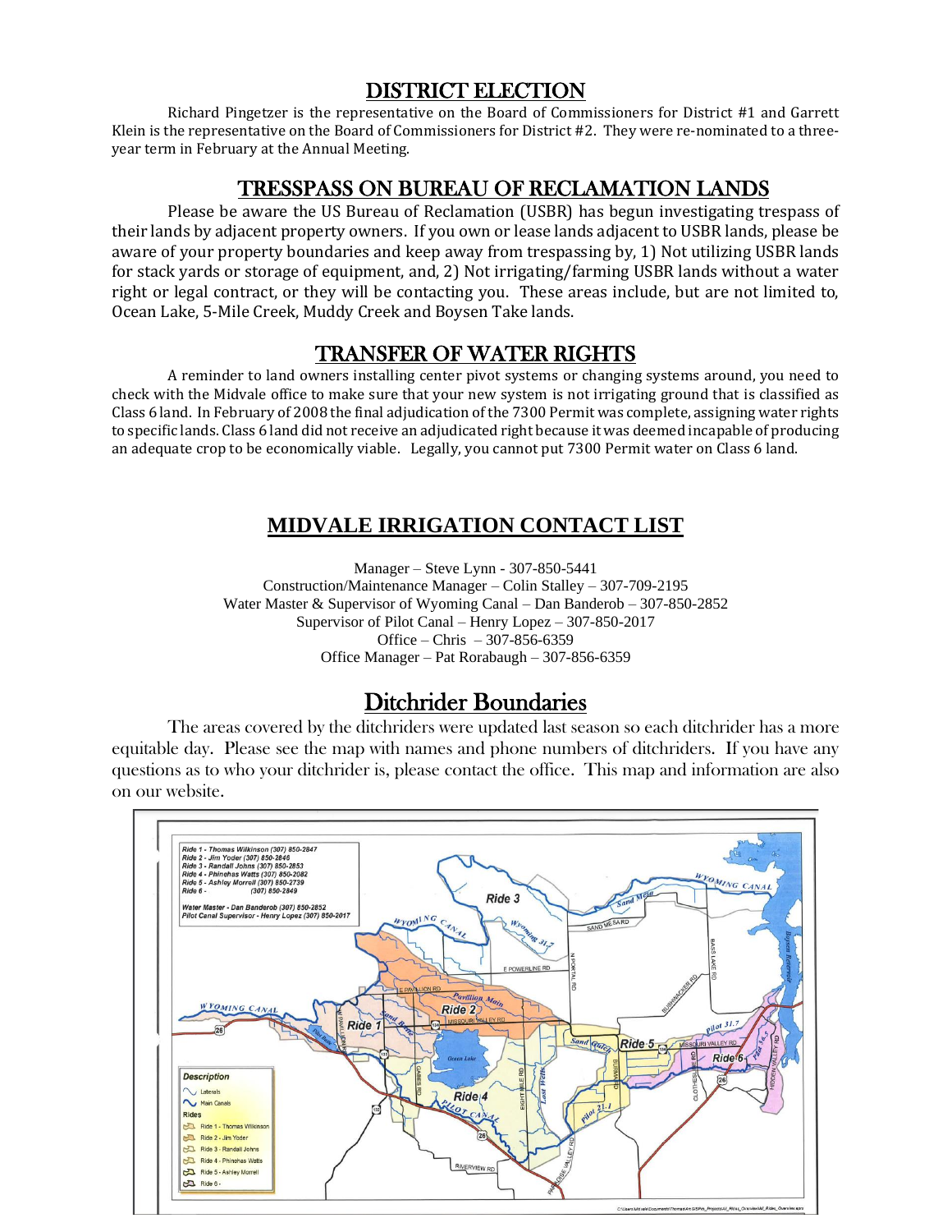## DISTRICT ELECTION

Richard Pingetzer is the representative on the Board of Commissioners for District #1 and Garrett Klein is the representative on the Board of Commissioners for District #2. They were re-nominated to a three-year term in February at the Annual Meeting.

## TRESSPASS ON BUREAU OF RECLAMATION LANDS

Please be aware the US Bureau of Reclamation (USBR) has begun investigating trespass of their lands by adjacent property owners. If you own or lease lands adjacent to USBR lands, please be aware of your property boundaries and keep away from trespassing by, 1) Not utilizing USBR lands for stack yards or storage of equipment, and, 2) Not irrigating/farming USBR lands without a water right or legal contract, or they will be contacting you. These areas include, but are not limited to, Ocean Lake, 5-Mile Creek, Muddy Creek and Boysen Take lands.

## TRANSFER OF WATER RIGHTS

A reminder to land owners installing center pivot systems or changing systems around, you need to check with the Midvale office to make sure that your new system is not irrigating ground that is classified as Class 6 land. In February of 2008 the final adjudication of the 7300 Permit was complete, assigning water rights to specific lands. Class 6 land did not receive an adjudicated right because it was deemed incapable of producing an adequate crop to be economically viable. Legally, you cannot put 7300 Permit water on Class 6 land.

## MIDVALE IRRIGATION CONTACT LIST

Manager – Steve Lynn - 307-850-5441
Construction/Maintenance Manager – Colin Stalley – 307-709-2195
Water Master & Supervisor of Wyoming Canal – Dan Banderob – 307-850-2852
Supervisor of Pilot Canal – Henry Lopez – 307-850-2017
Office – Chris – 307-856-6359
Office Manager – Pat Rorabaugh – 307-856-6359

## Ditchrider Boundaries

The areas covered by the ditchriders were updated last season so each ditchrider has a more equitable day. Please see the map with names and phone numbers of ditchriders. If you have any questions as to who your ditchrider is, please contact the office. This map and information are also on our website.

Ride 1 - Thomas Wilkinson (307) 850-2847
Ride 2 - Jim Yoder (307) 850-2846
Ride 3 - Randall Johns (307) 850-2853
Ride 4 - Phinehas Watts (307) 850-2082
Ride 5 - Ashley Morrell (307) 850-2739
Ride 6 - (307) 850-2849

Water Master - Dan Banderob (307) 850-2852
Pilot Canal Supervisor - Henry Lopez (307) 850-2017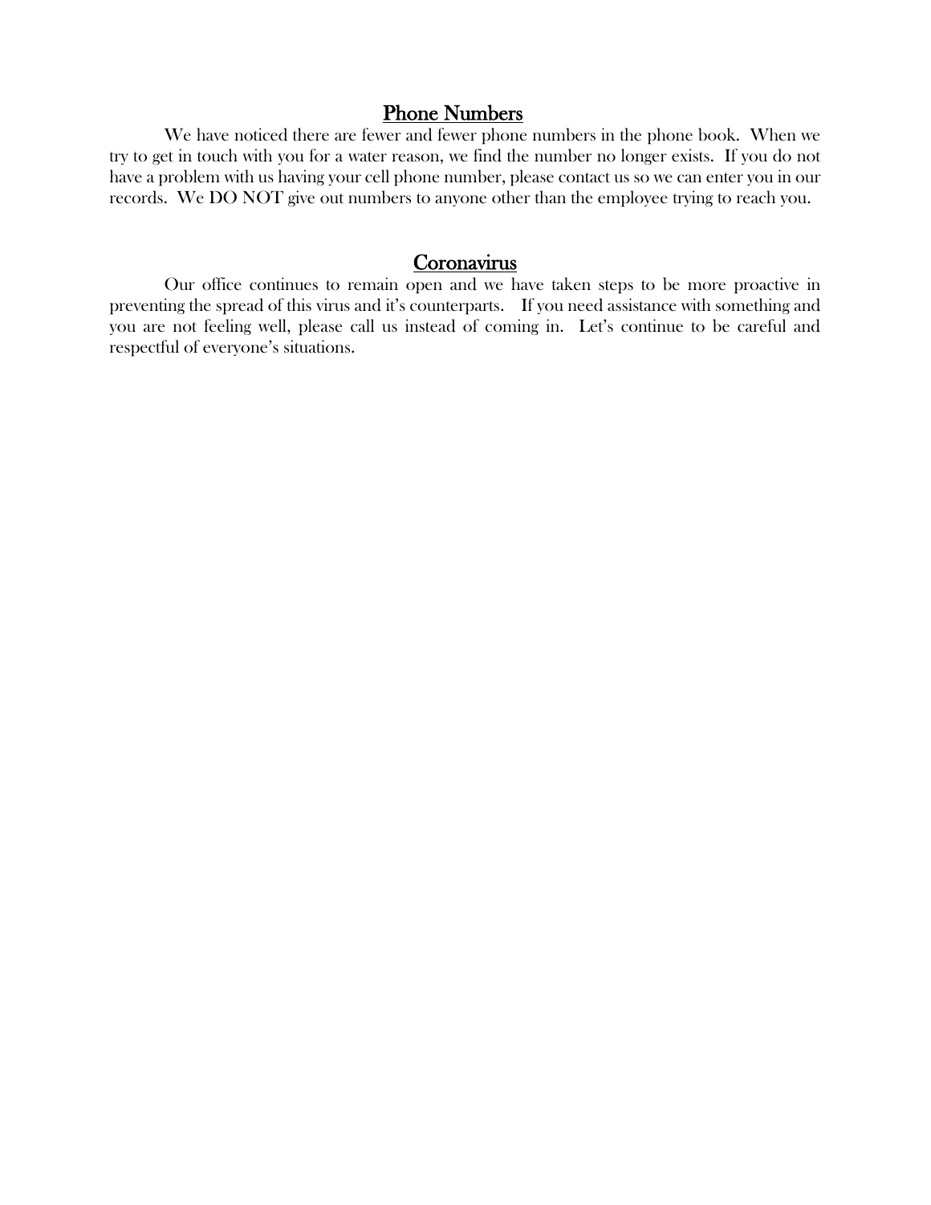## Phone Numbers

We have noticed there are fewer and fewer phone numbers in the phone book. When we try to get in touch with you for a water reason, we find the number no longer exists. If you do not have a problem with us having your cell phone number, please contact us so we can enter you in our records. We DO NOT give out numbers to anyone other than the employee trying to reach you.

## Coronavirus

Our office continues to remain open and we have taken steps to be more proactive in preventing the spread of this virus and it's counterparts. If you need assistance with something and you are not feeling well, please call us instead of coming in. Let's continue to be careful and respectful of everyone's situations.